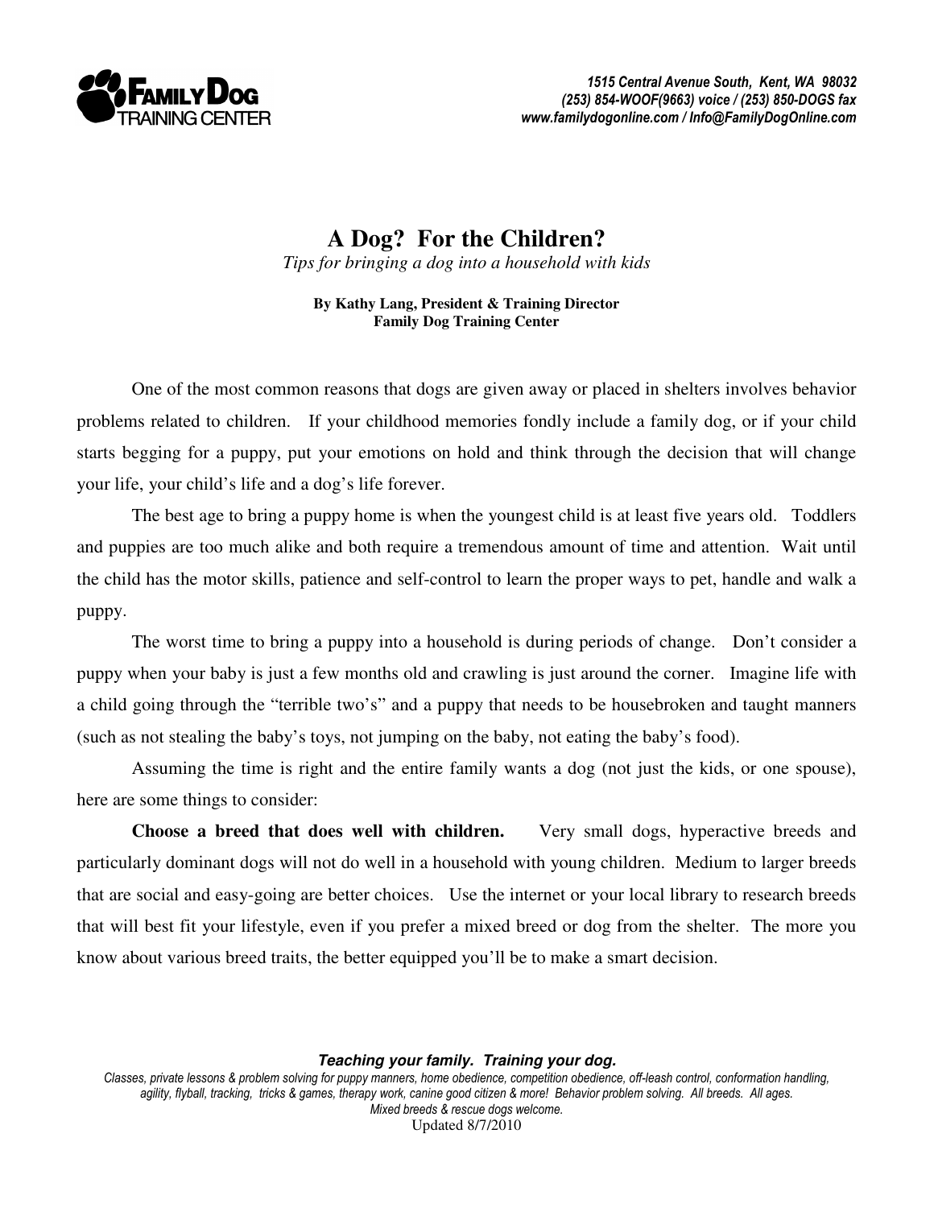**FAMILY DOG TRAINING CENTER**

*1515 Central Avenue South, Kent, WA 98032*
*(253) 854-WOOF(9663) voice / (253) 850-DOGS fax*
*www.familydogonline.com / Info@FamilyDogOnline.com*

# A Dog? For the Children?

*Tips for bringing a dog into a household with kids*

**By Kathy Lang, President & Training Director**
**Family Dog Training Center**

One of the most common reasons that dogs are given away or placed in shelters involves behavior problems related to children. If your childhood memories fondly include a family dog, or if your child starts begging for a puppy, put your emotions on hold and think through the decision that will change your life, your child's life and a dog's life forever.

The best age to bring a puppy home is when the youngest child is at least five years old. Toddlers and puppies are too much alike and both require a tremendous amount of time and attention. Wait until the child has the motor skills, patience and self-control to learn the proper ways to pet, handle and walk a puppy.

The worst time to bring a puppy into a household is during periods of change. Don't consider a puppy when your baby is just a few months old and crawling is just around the corner. Imagine life with a child going through the "terrible two's" and a puppy that needs to be housebroken and taught manners (such as not stealing the baby's toys, not jumping on the baby, not eating the baby's food).

Assuming the time is right and the entire family wants a dog (not just the kids, or one spouse), here are some things to consider:

**Choose a breed that does well with children.** Very small dogs, hyperactive breeds and particularly dominant dogs will not do well in a household with young children. Medium to larger breeds that are social and easy-going are better choices. Use the internet or your local library to research breeds that will best fit your lifestyle, even if you prefer a mixed breed or dog from the shelter. The more you know about various breed traits, the better equipped you'll be to make a smart decision.

***Teaching your family. Training your dog.***
*Classes, private lessons & problem solving for puppy manners, home obedience, competition obedience, off-leash control, conformation handling, agility, flyball, tracking, tricks & games, therapy work, canine good citizen & more! Behavior problem solving. All breeds. All ages. Mixed breeds & rescue dogs welcome.*
Updated 8/7/2010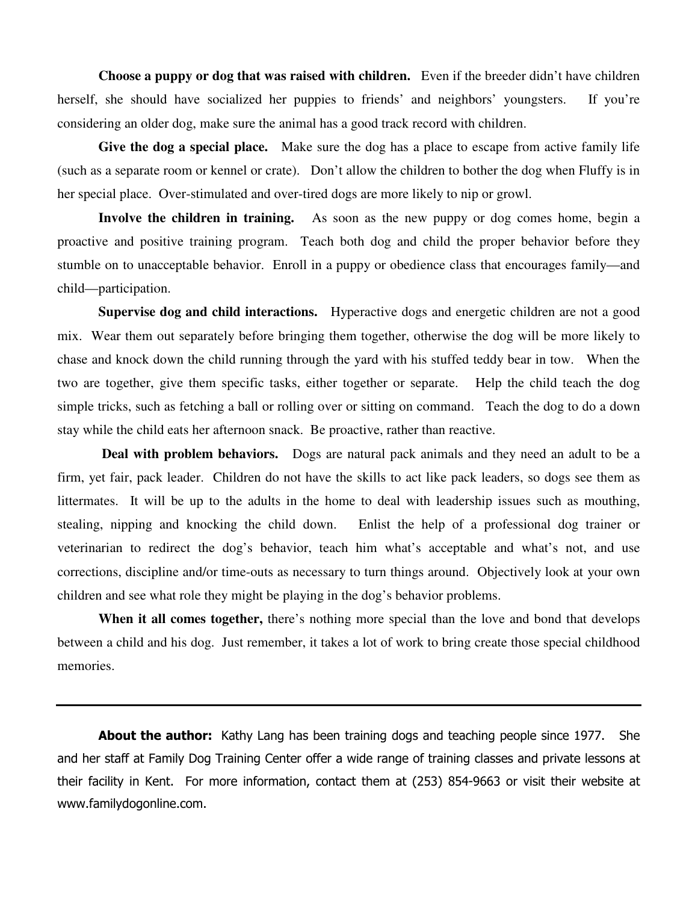**Choose a puppy or dog that was raised with children.** Even if the breeder didn't have children herself, she should have socialized her puppies to friends' and neighbors' youngsters. If you're considering an older dog, make sure the animal has a good track record with children.

**Give the dog a special place.** Make sure the dog has a place to escape from active family life (such as a separate room or kennel or crate). Don't allow the children to bother the dog when Fluffy is in her special place. Over-stimulated and over-tired dogs are more likely to nip or growl.

**Involve the children in training.** As soon as the new puppy or dog comes home, begin a proactive and positive training program. Teach both dog and child the proper behavior before they stumble on to unacceptable behavior. Enroll in a puppy or obedience class that encourages family—and child—participation.

**Supervise dog and child interactions.** Hyperactive dogs and energetic children are not a good mix. Wear them out separately before bringing them together, otherwise the dog will be more likely to chase and knock down the child running through the yard with his stuffed teddy bear in tow. When the two are together, give them specific tasks, either together or separate. Help the child teach the dog simple tricks, such as fetching a ball or rolling over or sitting on command. Teach the dog to do a down stay while the child eats her afternoon snack. Be proactive, rather than reactive.

**Deal with problem behaviors.** Dogs are natural pack animals and they need an adult to be a firm, yet fair, pack leader. Children do not have the skills to act like pack leaders, so dogs see them as littermates. It will be up to the adults in the home to deal with leadership issues such as mouthing, stealing, nipping and knocking the child down. Enlist the help of a professional dog trainer or veterinarian to redirect the dog's behavior, teach him what's acceptable and what's not, and use corrections, discipline and/or time-outs as necessary to turn things around. Objectively look at your own children and see what role they might be playing in the dog's behavior problems.

**When it all comes together,** there's nothing more special than the love and bond that develops between a child and his dog. Just remember, it takes a lot of work to bring create those special childhood memories.

---

**About the author:** Kathy Lang has been training dogs and teaching people since 1977. She and her staff at Family Dog Training Center offer a wide range of training classes and private lessons at their facility in Kent. For more information, contact them at (253) 854-9663 or visit their website at www.familydogonline.com.